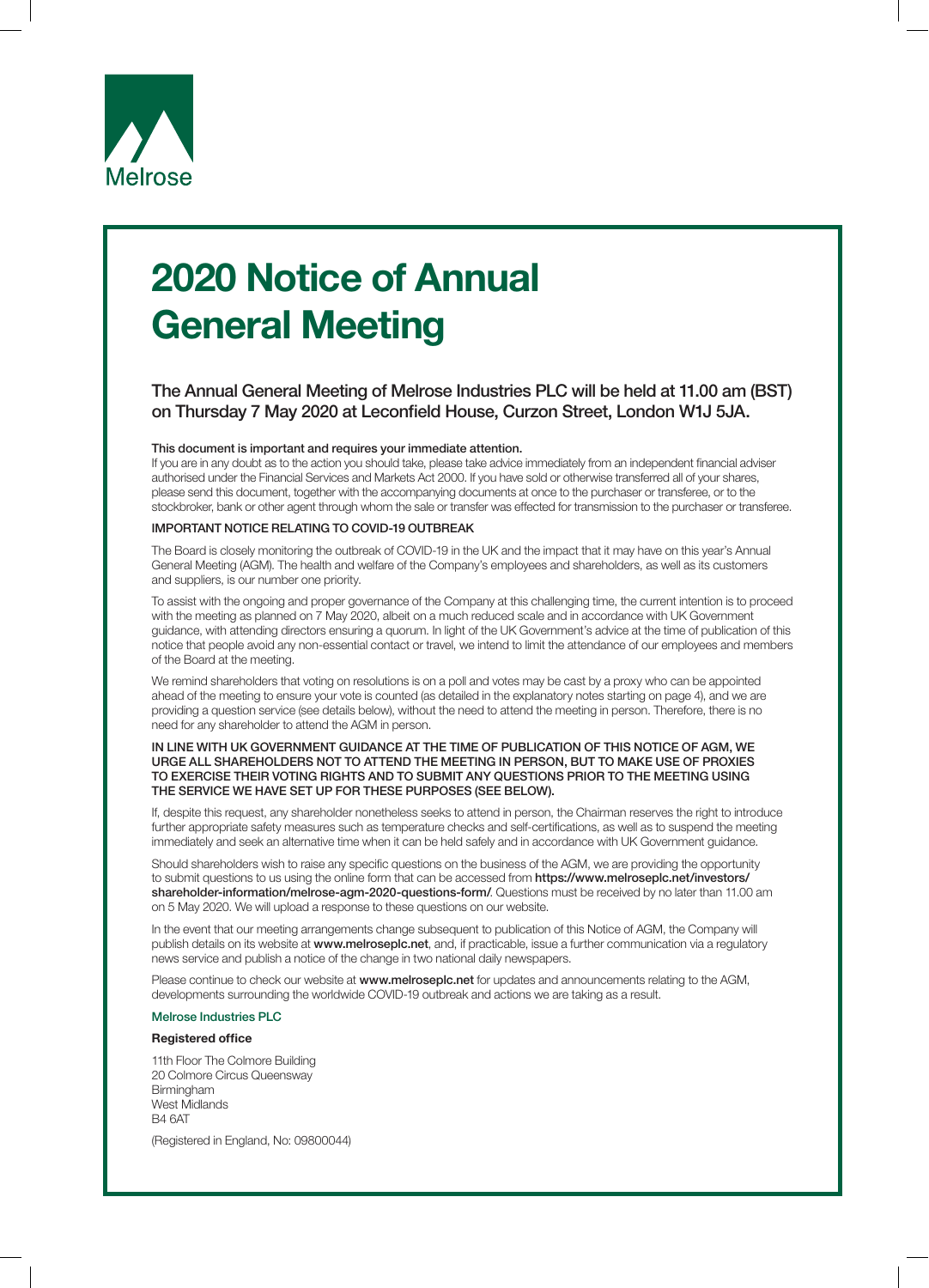Melrose

# 2020 Notice of Annual General Meeting

## The Annual General Meeting of Melrose Industries PLC will be held at 11.00 am (BST) on Thursday 7 May 2020 at Leconfield House, Curzon Street, London W1J 5JA.

**This document is important and requires your immediate attention.**

If you are in any doubt as to the action you should take, please take advice immediately from an independent financial adviser authorised under the Financial Services and Markets Act 2000. If you have sold or otherwise transferred all of your shares, please send this document, together with the accompanying documents at once to the purchaser or transferee, or to the stockbroker, bank or other agent through whom the sale or transfer was effected for transmission to the purchaser or transferee.

### IMPORTANT NOTICE RELATING TO COVID-19 OUTBREAK

The Board is closely monitoring the outbreak of COVID-19 in the UK and the impact that it may have on this year's Annual General Meeting (AGM). The health and welfare of the Company's employees and shareholders, as well as its customers and suppliers, is our number one priority.

To assist with the ongoing and proper governance of the Company at this challenging time, the current intention is to proceed with the meeting as planned on 7 May 2020, albeit on a much reduced scale and in accordance with UK Government guidance, with attending directors ensuring a quorum. In light of the UK Government's advice at the time of publication of this notice that people avoid any non-essential contact or travel, we intend to limit the attendance of our employees and members of the Board at the meeting.

We remind shareholders that voting on resolutions is on a poll and votes may be cast by a proxy who can be appointed ahead of the meeting to ensure your vote is counted (as detailed in the explanatory notes starting on page 4), and we are providing a question service (see details below), without the need to attend the meeting in person. Therefore, there is no need for any shareholder to attend the AGM in person.

**IN LINE WITH UK GOVERNMENT GUIDANCE AT THE TIME OF PUBLICATION OF THIS NOTICE OF AGM, WE URGE ALL SHAREHOLDERS NOT TO ATTEND THE MEETING IN PERSON, BUT TO MAKE USE OF PROXIES TO EXERCISE THEIR VOTING RIGHTS AND TO SUBMIT ANY QUESTIONS PRIOR TO THE MEETING USING THE SERVICE WE HAVE SET UP FOR THESE PURPOSES (SEE BELOW).**

If, despite this request, any shareholder nonetheless seeks to attend in person, the Chairman reserves the right to introduce further appropriate safety measures such as temperature checks and self-certifications, as well as to suspend the meeting immediately and seek an alternative time when it can be held safely and in accordance with UK Government guidance.

Should shareholders wish to raise any specific questions on the business of the AGM, we are providing the opportunity to submit questions to us using the online form that can be accessed from **https://www.melroseplc.net/investors/shareholder-information/melrose-agm-2020-questions-form/**. Questions must be received by no later than 11.00 am on 5 May 2020. We will upload a response to these questions on our website.

In the event that our meeting arrangements change subsequent to publication of this Notice of AGM, the Company will publish details on its website at **www.melroseplc.net**, and, if practicable, issue a further communication via a regulatory news service and publish a notice of the change in two national daily newspapers.

Please continue to check our website at **www.melroseplc.net** for updates and announcements relating to the AGM, developments surrounding the worldwide COVID-19 outbreak and actions we are taking as a result.

Melrose Industries PLC

**Registered office**

11th Floor The Colmore Building
20 Colmore Circus Queensway
Birmingham
West Midlands
B4 6AT

(Registered in England, No: 09800044)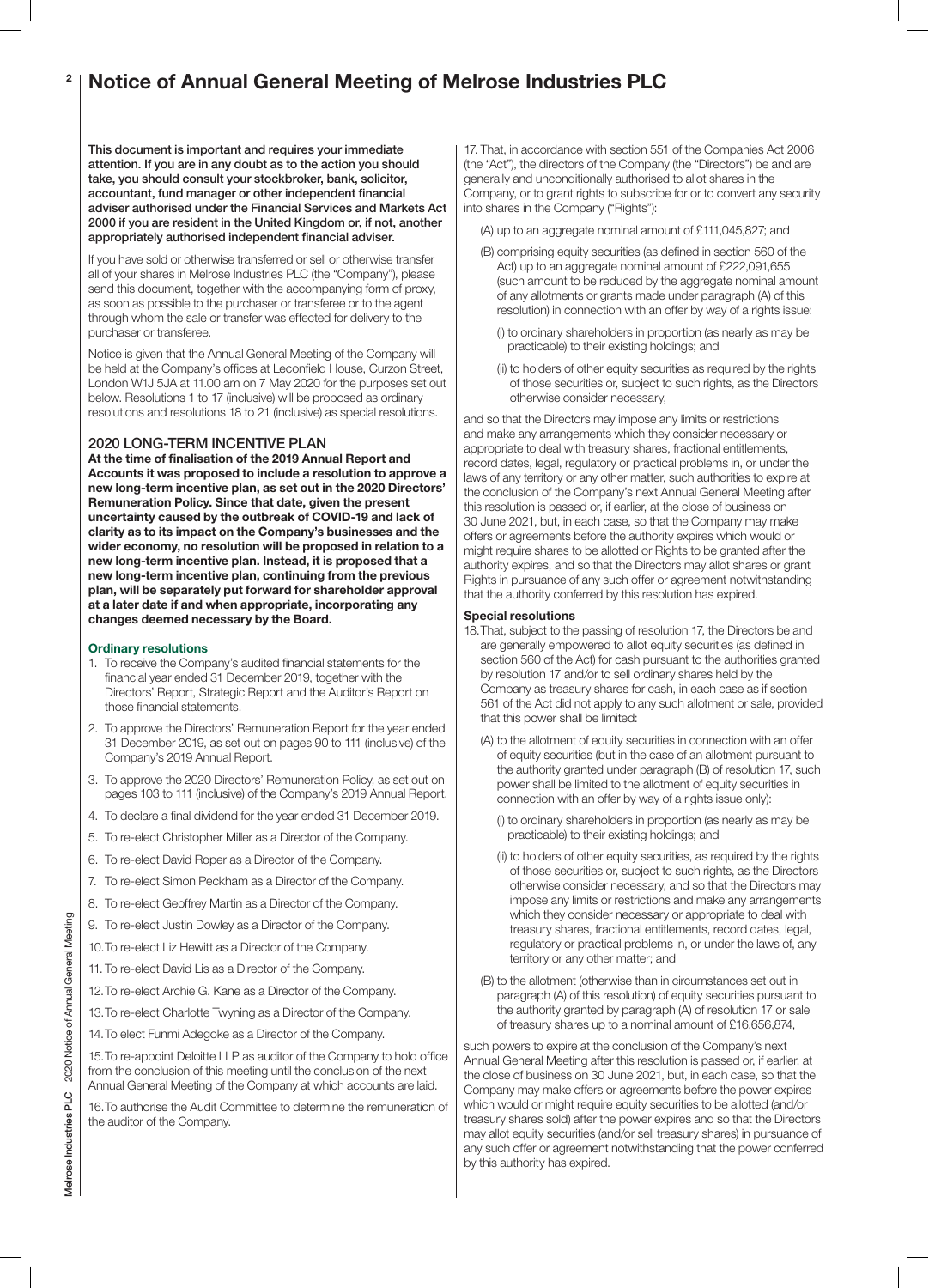# Notice of Annual General Meeting of Melrose Industries PLC

**This document is important and requires your immediate attention. If you are in any doubt as to the action you should take, you should consult your stockbroker, bank, solicitor, accountant, fund manager or other independent financial adviser authorised under the Financial Services and Markets Act 2000 if you are resident in the United Kingdom or, if not, another appropriately authorised independent financial adviser.**

If you have sold or otherwise transferred or sell or otherwise transfer all of your shares in Melrose Industries PLC (the "Company"), please send this document, together with the accompanying form of proxy, as soon as possible to the purchaser or transferee or to the agent through whom the sale or transfer was effected for delivery to the purchaser or transferee.

Notice is given that the Annual General Meeting of the Company will be held at the Company's offices at Leconfield House, Curzon Street, London W1J 5JA at 11.00 am on 7 May 2020 for the purposes set out below. Resolutions 1 to 17 (inclusive) will be proposed as ordinary resolutions and resolutions 18 to 21 (inclusive) as special resolutions.

## 2020 LONG-TERM INCENTIVE PLAN

**At the time of finalisation of the 2019 Annual Report and Accounts it was proposed to include a resolution to approve a new long-term incentive plan, as set out in the 2020 Directors' Remuneration Policy. Since that date, given the present uncertainty caused by the outbreak of COVID-19 and lack of clarity as to its impact on the Company's businesses and the wider economy, no resolution will be proposed in relation to a new long-term incentive plan. Instead, it is proposed that a new long-term incentive plan, continuing from the previous plan, will be separately put forward for shareholder approval at a later date if and when appropriate, incorporating any changes deemed necessary by the Board.**

### Ordinary resolutions

1. To receive the Company's audited financial statements for the financial year ended 31 December 2019, together with the Directors' Report, Strategic Report and the Auditor's Report on those financial statements.
2. To approve the Directors' Remuneration Report for the year ended 31 December 2019, as set out on pages 90 to 111 (inclusive) of the Company's 2019 Annual Report.
3. To approve the 2020 Directors' Remuneration Policy, as set out on pages 103 to 111 (inclusive) of the Company's 2019 Annual Report.
4. To declare a final dividend for the year ended 31 December 2019.
5. To re-elect Christopher Miller as a Director of the Company.
6. To re-elect David Roper as a Director of the Company.
7. To re-elect Simon Peckham as a Director of the Company.
8. To re-elect Geoffrey Martin as a Director of the Company.
9. To re-elect Justin Dowley as a Director of the Company.
10. To re-elect Liz Hewitt as a Director of the Company.
11. To re-elect David Lis as a Director of the Company.
12. To re-elect Archie G. Kane as a Director of the Company.
13. To re-elect Charlotte Twyning as a Director of the Company.
14. To elect Funmi Adegoke as a Director of the Company.
15. To re-appoint Deloitte LLP as auditor of the Company to hold office from the conclusion of this meeting until the conclusion of the next Annual General Meeting of the Company at which accounts are laid.
16. To authorise the Audit Committee to determine the remuneration of the auditor of the Company.
17. That, in accordance with section 551 of the Companies Act 2006 (the "Act"), the directors of the Company (the "Directors") be and are generally and unconditionally authorised to allot shares in the Company, or to grant rights to subscribe for or to convert any security into shares in the Company ("Rights"):

    (A) up to an aggregate nominal amount of £111,045,827; and

    (B) comprising equity securities (as defined in section 560 of the Act) up to an aggregate nominal amount of £222,091,655 (such amount to be reduced by the aggregate nominal amount of any allotments or grants made under paragraph (A) of this resolution) in connection with an offer by way of a rights issue:

    (i) to ordinary shareholders in proportion (as nearly as may be practicable) to their existing holdings; and

    (ii) to holders of other equity securities as required by the rights of those securities or, subject to such rights, as the Directors otherwise consider necessary,

and so that the Directors may impose any limits or restrictions and make any arrangements which they consider necessary or appropriate to deal with treasury shares, fractional entitlements, record dates, legal, regulatory or practical problems in, or under the laws of any territory or any other matter, such authorities to expire at the conclusion of the Company's next Annual General Meeting after this resolution is passed or, if earlier, at the close of business on 30 June 2021, but, in each case, so that the Company may make offers or agreements before the authority expires which would or might require shares to be allotted or Rights to be granted after the authority expires, and so that the Directors may allot shares or grant Rights in pursuance of any such offer or agreement notwithstanding that the authority conferred by this resolution has expired.

### Special resolutions

18. That, subject to the passing of resolution 17, the Directors be and are generally empowered to allot equity securities (as defined in section 560 of the Act) for cash pursuant to the authorities granted by resolution 17 and/or to sell ordinary shares held by the Company as treasury shares for cash, in each case as if section 561 of the Act did not apply to any such allotment or sale, provided that this power shall be limited:

    (A) to the allotment of equity securities in connection with an offer of equity securities (but in the case of an allotment pursuant to the authority granted under paragraph (B) of resolution 17, such power shall be limited to the allotment of equity securities in connection with an offer by way of a rights issue only):

    (i) to ordinary shareholders in proportion (as nearly as may be practicable) to their existing holdings; and

    (ii) to holders of other equity securities, as required by the rights of those securities or, subject to such rights, as the Directors otherwise consider necessary, and so that the Directors may impose any limits or restrictions and make any arrangements which they consider necessary or appropriate to deal with treasury shares, fractional entitlements, record dates, legal, regulatory or practical problems in, or under the laws of, any territory or any other matter; and

    (B) to the allotment (otherwise than in circumstances set out in paragraph (A) of this resolution) of equity securities pursuant to the authority granted by paragraph (A) of resolution 17 or sale of treasury shares up to a nominal amount of £16,656,874,

such powers to expire at the conclusion of the Company's next Annual General Meeting after this resolution is passed or, if earlier, at the close of business on 30 June 2021, but, in each case, so that the Company may make offers or agreements before the power expires which would or might require equity securities to be allotted (and/or treasury shares sold) after the power expires and so that the Directors may allot equity securities (and/or sell treasury shares) in pursuance of any such offer or agreement notwithstanding that the power conferred by this authority has expired.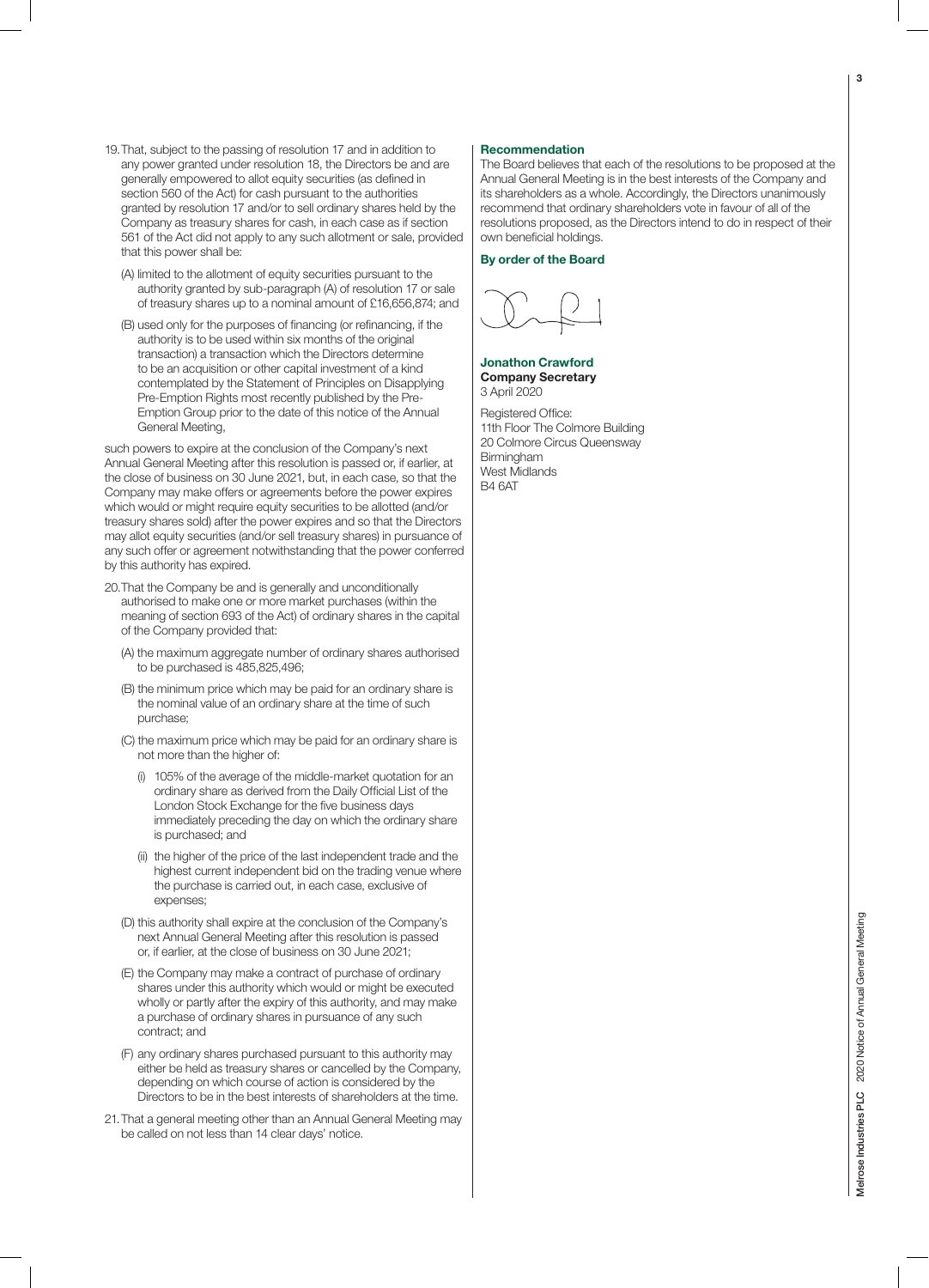19. That, subject to the passing of resolution 17 and in addition to any power granted under resolution 18, the Directors be and are generally empowered to allot equity securities (as defined in section 560 of the Act) for cash pursuant to the authorities granted by resolution 17 and/or to sell ordinary shares held by the Company as treasury shares for cash, in each case as if section 561 of the Act did not apply to any such allotment or sale, provided that this power shall be:

    (A) limited to the allotment of equity securities pursuant to the authority granted by sub-paragraph (A) of resolution 17 or sale of treasury shares up to a nominal amount of £16,656,874; and

    (B) used only for the purposes of financing (or refinancing, if the authority is to be used within six months of the original transaction) a transaction which the Directors determine to be an acquisition or other capital investment of a kind contemplated by the Statement of Principles on Disapplying Pre-Emption Rights most recently published by the Pre-Emption Group prior to the date of this notice of the Annual General Meeting,

such powers to expire at the conclusion of the Company's next Annual General Meeting after this resolution is passed or, if earlier, at the close of business on 30 June 2021, but, in each case, so that the Company may make offers or agreements before the power expires which would or might require equity securities to be allotted (and/or treasury shares sold) after the power expires and so that the Directors may allot equity securities (and/or sell treasury shares) in pursuance of any such offer or agreement notwithstanding that the power conferred by this authority has expired.

20. That the Company be and is generally and unconditionally authorised to make one or more market purchases (within the meaning of section 693 of the Act) of ordinary shares in the capital of the Company provided that:

    (A) the maximum aggregate number of ordinary shares authorised to be purchased is 485,825,496;

    (B) the minimum price which may be paid for an ordinary share is the nominal value of an ordinary share at the time of such purchase;

    (C) the maximum price which may be paid for an ordinary share is not more than the higher of:

        (i) 105% of the average of the middle-market quotation for an ordinary share as derived from the Daily Official List of the London Stock Exchange for the five business days immediately preceding the day on which the ordinary share is purchased; and

        (ii) the higher of the price of the last independent trade and the highest current independent bid on the trading venue where the purchase is carried out, in each case, exclusive of expenses;

    (D) this authority shall expire at the conclusion of the Company's next Annual General Meeting after this resolution is passed or, if earlier, at the close of business on 30 June 2021;

    (E) the Company may make a contract of purchase of ordinary shares under this authority which would or might be executed wholly or partly after the expiry of this authority, and may make a purchase of ordinary shares in pursuance of any such contract; and

    (F) any ordinary shares purchased pursuant to this authority may either be held as treasury shares or cancelled by the Company, depending on which course of action is considered by the Directors to be in the best interests of shareholders at the time.

21. That a general meeting other than an Annual General Meeting may be called on not less than 14 clear days' notice.

**Recommendation**

The Board believes that each of the resolutions to be proposed at the Annual General Meeting is in the best interests of the Company and its shareholders as a whole. Accordingly, the Directors unanimously recommend that ordinary shareholders vote in favour of all of the resolutions proposed, as the Directors intend to do in respect of their own beneficial holdings.

**By order of the Board**

**Jonathon Crawford**
**Company Secretary**
3 April 2020

Registered Office:
11th Floor The Colmore Building
20 Colmore Circus Queensway
Birmingham
West Midlands
B4 6AT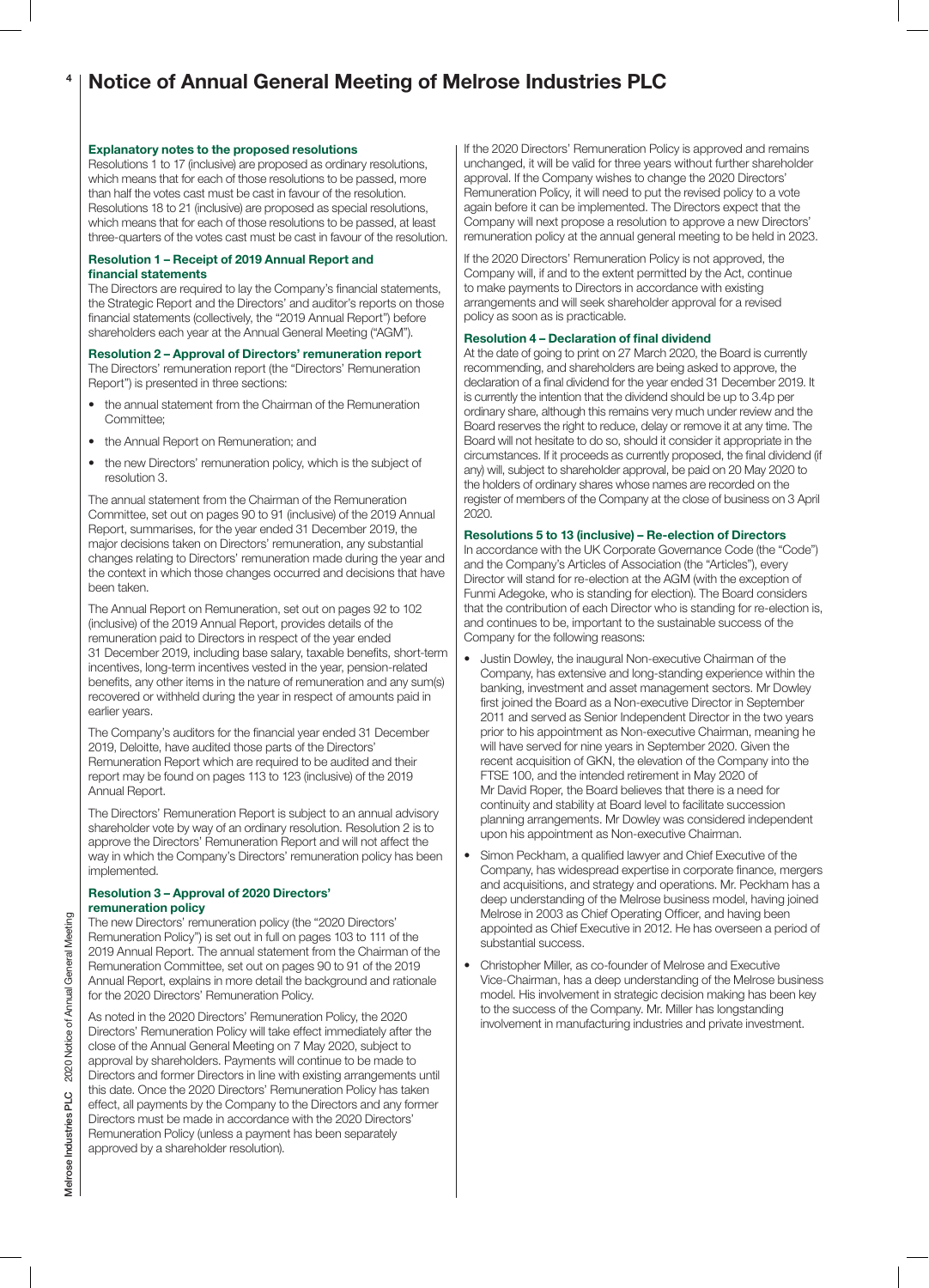## Explanatory notes to the proposed resolutions

Resolutions 1 to 17 (inclusive) are proposed as ordinary resolutions, which means that for each of those resolutions to be passed, more than half the votes cast must be cast in favour of the resolution. Resolutions 18 to 21 (inclusive) are proposed as special resolutions, which means that for each of those resolutions to be passed, at least three-quarters of the votes cast must be cast in favour of the resolution.

### Resolution 1 – Receipt of 2019 Annual Report and financial statements

The Directors are required to lay the Company's financial statements, the Strategic Report and the Directors' and auditor's reports on those financial statements (collectively, the "2019 Annual Report") before shareholders each year at the Annual General Meeting ("AGM").

### Resolution 2 – Approval of Directors' remuneration report

The Directors' remuneration report (the "Directors' Remuneration Report") is presented in three sections:

- the annual statement from the Chairman of the Remuneration Committee;
- the Annual Report on Remuneration; and
- the new Directors' remuneration policy, which is the subject of resolution 3.

The annual statement from the Chairman of the Remuneration Committee, set out on pages 90 to 91 (inclusive) of the 2019 Annual Report, summarises, for the year ended 31 December 2019, the major decisions taken on Directors' remuneration, any substantial changes relating to Directors' remuneration made during the year and the context in which those changes occurred and decisions that have been taken.

The Annual Report on Remuneration, set out on pages 92 to 102 (inclusive) of the 2019 Annual Report, provides details of the remuneration paid to Directors in respect of the year ended 31 December 2019, including base salary, taxable benefits, short-term incentives, long-term incentives vested in the year, pension-related benefits, any other items in the nature of remuneration and any sum(s) recovered or withheld during the year in respect of amounts paid in earlier years.

The Company's auditors for the financial year ended 31 December 2019, Deloitte, have audited those parts of the Directors' Remuneration Report which are required to be audited and their report may be found on pages 113 to 123 (inclusive) of the 2019 Annual Report.

The Directors' Remuneration Report is subject to an annual advisory shareholder vote by way of an ordinary resolution. Resolution 2 is to approve the Directors' Remuneration Report and will not affect the way in which the Company's Directors' remuneration policy has been implemented.

### Resolution 3 – Approval of 2020 Directors' remuneration policy

The new Directors' remuneration policy (the "2020 Directors' Remuneration Policy") is set out in full on pages 103 to 111 of the 2019 Annual Report. The annual statement from the Chairman of the Remuneration Committee, set out on pages 90 to 91 of the 2019 Annual Report, explains in more detail the background and rationale for the 2020 Directors' Remuneration Policy.

As noted in the 2020 Directors' Remuneration Policy, the 2020 Directors' Remuneration Policy will take effect immediately after the close of the Annual General Meeting on 7 May 2020, subject to approval by shareholders. Payments will continue to be made to Directors and former Directors in line with existing arrangements until this date. Once the 2020 Directors' Remuneration Policy has taken effect, all payments by the Company to the Directors and any former Directors must be made in accordance with the 2020 Directors' Remuneration Policy (unless a payment has been separately approved by a shareholder resolution).

If the 2020 Directors' Remuneration Policy is approved and remains unchanged, it will be valid for three years without further shareholder approval. If the Company wishes to change the 2020 Directors' Remuneration Policy, it will need to put the revised policy to a vote again before it can be implemented. The Directors expect that the Company will next propose a resolution to approve a new Directors' remuneration policy at the annual general meeting to be held in 2023.

If the 2020 Directors' Remuneration Policy is not approved, the Company will, if and to the extent permitted by the Act, continue to make payments to Directors in accordance with existing arrangements and will seek shareholder approval for a revised policy as soon as is practicable.

### Resolution 4 – Declaration of final dividend

At the date of going to print on 27 March 2020, the Board is currently recommending, and shareholders are being asked to approve, the declaration of a final dividend for the year ended 31 December 2019. It is currently the intention that the dividend should be up to 3.4p per ordinary share, although this remains very much under review and the Board reserves the right to reduce, delay or remove it at any time. The Board will not hesitate to do so, should it consider it appropriate in the circumstances. If it proceeds as currently proposed, the final dividend (if any) will, subject to shareholder approval, be paid on 20 May 2020 to the holders of ordinary shares whose names are recorded on the register of members of the Company at the close of business on 3 April 2020.

### Resolutions 5 to 13 (inclusive) – Re-election of Directors

In accordance with the UK Corporate Governance Code (the "Code") and the Company's Articles of Association (the "Articles"), every Director will stand for re-election at the AGM (with the exception of Funmi Adegoke, who is standing for election). The Board considers that the contribution of each Director who is standing for re-election is, and continues to be, important to the sustainable success of the Company for the following reasons:

- Justin Dowley, the inaugural Non-executive Chairman of the Company, has extensive and long-standing experience within the banking, investment and asset management sectors. Mr Dowley first joined the Board as a Non-executive Director in September 2011 and served as Senior Independent Director in the two years prior to his appointment as Non-executive Chairman, meaning he will have served for nine years in September 2020. Given the recent acquisition of GKN, the elevation of the Company into the FTSE 100, and the intended retirement in May 2020 of Mr David Roper, the Board believes that there is a need for continuity and stability at Board level to facilitate succession planning arrangements. Mr Dowley was considered independent upon his appointment as Non-executive Chairman.
- Simon Peckham, a qualified lawyer and Chief Executive of the Company, has widespread expertise in corporate finance, mergers and acquisitions, and strategy and operations. Mr. Peckham has a deep understanding of the Melrose business model, having joined Melrose in 2003 as Chief Operating Officer, and having been appointed as Chief Executive in 2012. He has overseen a period of substantial success.
- Christopher Miller, as co-founder of Melrose and Executive Vice-Chairman, has a deep understanding of the Melrose business model. His involvement in strategic decision making has been key to the success of the Company. Mr. Miller has longstanding involvement in manufacturing industries and private investment.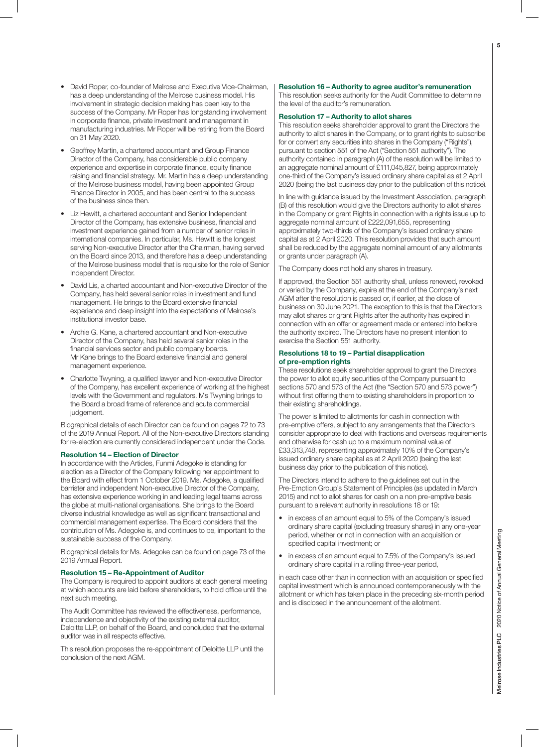- David Roper, co-founder of Melrose and Executive Vice-Chairman, has a deep understanding of the Melrose business model. His involvement in strategic decision making has been key to the success of the Company. Mr Roper has longstanding involvement in corporate finance, private investment and management in manufacturing industries. Mr Roper will be retiring from the Board on 31 May 2020.
- Geoffrey Martin, a chartered accountant and Group Finance Director of the Company, has considerable public company experience and expertise in corporate finance, equity finance raising and financial strategy. Mr. Martin has a deep understanding of the Melrose business model, having been appointed Group Finance Director in 2005, and has been central to the success of the business since then.
- Liz Hewitt, a chartered accountant and Senior Independent Director of the Company, has extensive business, financial and investment experience gained from a number of senior roles in international companies. In particular, Ms. Hewitt is the longest serving Non-executive Director after the Chairman, having served on the Board since 2013, and therefore has a deep understanding of the Melrose business model that is requisite for the role of Senior Independent Director.
- David Lis, a charted accountant and Non-executive Director of the Company, has held several senior roles in investment and fund management. He brings to the Board extensive financial experience and deep insight into the expectations of Melrose's institutional investor base.
- Archie G. Kane, a chartered accountant and Non-executive Director of the Company, has held several senior roles in the financial services sector and public company boards. Mr Kane brings to the Board extensive financial and general management experience.
- Charlotte Twyning, a qualified lawyer and Non-executive Director of the Company, has excellent experience of working at the highest levels with the Government and regulators. Ms Twyning brings to the Board a broad frame of reference and acute commercial judgement.

Biographical details of each Director can be found on pages 72 to 73 of the 2019 Annual Report. All of the Non-executive Directors standing for re-election are currently considered independent under the Code.

### Resolution 14 – Election of Director

In accordance with the Articles, Funmi Adegoke is standing for election as a Director of the Company following her appointment to the Board with effect from 1 October 2019. Ms. Adegoke, a qualified barrister and independent Non-executive Director of the Company, has extensive experience working in and leading legal teams across the globe at multi-national organisations. She brings to the Board diverse industrial knowledge as well as significant transactional and commercial management expertise. The Board considers that the contribution of Ms. Adegoke is, and continues to be, important to the sustainable success of the Company.

Biographical details for Ms. Adegoke can be found on page 73 of the 2019 Annual Report.

### Resolution 15 – Re-Appointment of Auditor

The Company is required to appoint auditors at each general meeting at which accounts are laid before shareholders, to hold office until the next such meeting.

The Audit Committee has reviewed the effectiveness, performance, independence and objectivity of the existing external auditor, Deloitte LLP, on behalf of the Board, and concluded that the external auditor was in all respects effective.

This resolution proposes the re-appointment of Deloitte LLP until the conclusion of the next AGM.

### Resolution 16 – Authority to agree auditor's remuneration

This resolution seeks authority for the Audit Committee to determine the level of the auditor's remuneration.

### Resolution 17 – Authority to allot shares

This resolution seeks shareholder approval to grant the Directors the authority to allot shares in the Company, or to grant rights to subscribe for or convert any securities into shares in the Company ("Rights"), pursuant to section 551 of the Act ("Section 551 authority"). The authority contained in paragraph (A) of the resolution will be limited to an aggregate nominal amount of £111,045,827, being approximately one-third of the Company's issued ordinary share capital as at 2 April 2020 (being the last business day prior to the publication of this notice).

In line with guidance issued by the Investment Association, paragraph (B) of this resolution would give the Directors authority to allot shares in the Company or grant Rights in connection with a rights issue up to aggregate nominal amount of £222,091,655, representing approximately two-thirds of the Company's issued ordinary share capital as at 2 April 2020. This resolution provides that such amount shall be reduced by the aggregate nominal amount of any allotments or grants under paragraph (A).

The Company does not hold any shares in treasury.

If approved, the Section 551 authority shall, unless renewed, revoked or varied by the Company, expire at the end of the Company's next AGM after the resolution is passed or, if earlier, at the close of business on 30 June 2021. The exception to this is that the Directors may allot shares or grant Rights after the authority has expired in connection with an offer or agreement made or entered into before the authority expired. The Directors have no present intention to exercise the Section 551 authority.

### Resolutions 18 to 19 – Partial disapplication of pre-emption rights

These resolutions seek shareholder approval to grant the Directors the power to allot equity securities of the Company pursuant to sections 570 and 573 of the Act (the "Section 570 and 573 power") without first offering them to existing shareholders in proportion to their existing shareholdings.

The power is limited to allotments for cash in connection with pre-emptive offers, subject to any arrangements that the Directors consider appropriate to deal with fractions and overseas requirements and otherwise for cash up to a maximum nominal value of £33,313,748, representing approximately 10% of the Company's issued ordinary share capital as at 2 April 2020 (being the last business day prior to the publication of this notice).

The Directors intend to adhere to the guidelines set out in the Pre-Emption Group's Statement of Principles (as updated in March 2015) and not to allot shares for cash on a non pre-emptive basis pursuant to a relevant authority in resolutions 18 or 19:

- in excess of an amount equal to 5% of the Company's issued ordinary share capital (excluding treasury shares) in any one-year period, whether or not in connection with an acquisition or specified capital investment; or
- in excess of an amount equal to 7.5% of the Company's issued ordinary share capital in a rolling three-year period,

in each case other than in connection with an acquisition or specified capital investment which is announced contemporaneously with the allotment or which has taken place in the preceding six-month period and is disclosed in the announcement of the allotment.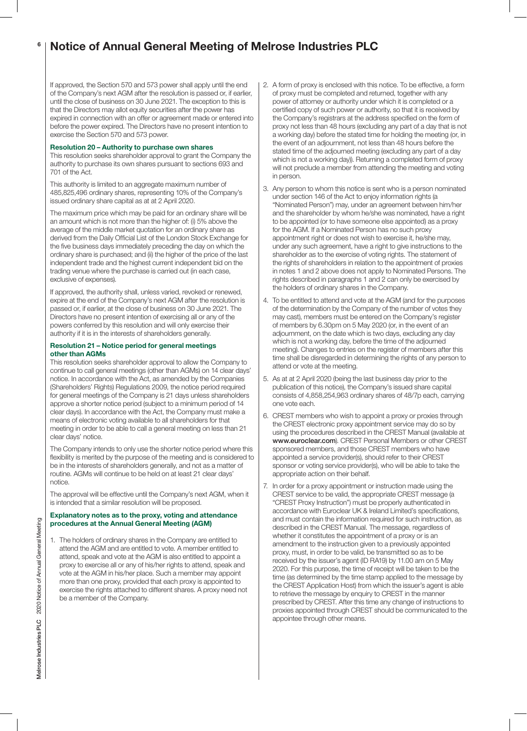If approved, the Section 570 and 573 power shall apply until the end of the Company's next AGM after the resolution is passed or, if earlier, until the close of business on 30 June 2021. The exception to this is that the Directors may allot equity securities after the power has expired in connection with an offer or agreement made or entered into before the power expired. The Directors have no present intention to exercise the Section 570 and 573 power.

### Resolution 20 – Authority to purchase own shares

This resolution seeks shareholder approval to grant the Company the authority to purchase its own shares pursuant to sections 693 and 701 of the Act.

This authority is limited to an aggregate maximum number of 485,825,496 ordinary shares, representing 10% of the Company's issued ordinary share capital as at at 2 April 2020.

The maximum price which may be paid for an ordinary share will be an amount which is not more than the higher of: (i) 5% above the average of the middle market quotation for an ordinary share as derived from the Daily Official List of the London Stock Exchange for the five business days immediately preceding the day on which the ordinary share is purchased; and (ii) the higher of the price of the last independent trade and the highest current independent bid on the trading venue where the purchase is carried out (in each case, exclusive of expenses).

If approved, the authority shall, unless varied, revoked or renewed, expire at the end of the Company's next AGM after the resolution is passed or, if earlier, at the close of business on 30 June 2021. The Directors have no present intention of exercising all or any of the powers conferred by this resolution and will only exercise their authority if it is in the interests of shareholders generally.

### Resolution 21 – Notice period for general meetings other than AGMs

This resolution seeks shareholder approval to allow the Company to continue to call general meetings (other than AGMs) on 14 clear days' notice. In accordance with the Act, as amended by the Companies (Shareholders' Rights) Regulations 2009, the notice period required for general meetings of the Company is 21 days unless shareholders approve a shorter notice period (subject to a minimum period of 14 clear days). In accordance with the Act, the Company must make a means of electronic voting available to all shareholders for that meeting in order to be able to call a general meeting on less than 21 clear days' notice.

The Company intends to only use the shorter notice period where this flexibility is merited by the purpose of the meeting and is considered to be in the interests of shareholders generally, and not as a matter of routine. AGMs will continue to be held on at least 21 clear days' notice.

The approval will be effective until the Company's next AGM, when it is intended that a similar resolution will be proposed.

### Explanatory notes as to the proxy, voting and attendance procedures at the Annual General Meeting (AGM)

1. The holders of ordinary shares in the Company are entitled to attend the AGM and are entitled to vote. A member entitled to attend, speak and vote at the AGM is also entitled to appoint a proxy to exercise all or any of his/her rights to attend, speak and vote at the AGM in his/her place. Such a member may appoint more than one proxy, provided that each proxy is appointed to exercise the rights attached to different shares. A proxy need not be a member of the Company.

2. A form of proxy is enclosed with this notice. To be effective, a form of proxy must be completed and returned, together with any power of attorney or authority under which it is completed or a certified copy of such power or authority, so that it is received by the Company's registrars at the address specified on the form of proxy not less than 48 hours (excluding any part of a day that is not a working day) before the stated time for holding the meeting (or, in the event of an adjournment, not less than 48 hours before the stated time of the adjourned meeting (excluding any part of a day which is not a working day)). Returning a completed form of proxy will not preclude a member from attending the meeting and voting in person.

3. Any person to whom this notice is sent who is a person nominated under section 146 of the Act to enjoy information rights (a "Nominated Person") may, under an agreement between him/her and the shareholder by whom he/she was nominated, have a right to be appointed (or to have someone else appointed) as a proxy for the AGM. If a Nominated Person has no such proxy appointment right or does not wish to exercise it, he/she may, under any such agreement, have a right to give instructions to the shareholder as to the exercise of voting rights. The statement of the rights of shareholders in relation to the appointment of proxies in notes 1 and 2 above does not apply to Nominated Persons. The rights described in paragraphs 1 and 2 can only be exercised by the holders of ordinary shares in the Company.

4. To be entitled to attend and vote at the AGM (and for the purposes of the determination by the Company of the number of votes they may cast), members must be entered on the Company's register of members by 6.30pm on 5 May 2020 (or, in the event of an adjournment, on the date which is two days, excluding any day which is not a working day, before the time of the adjourned meeting). Changes to entries on the register of members after this time shall be disregarded in determining the rights of any person to attend or vote at the meeting.

5. As at at 2 April 2020 (being the last business day prior to the publication of this notice), the Company's issued share capital consists of 4,858,254,963 ordinary shares of 48/7p each, carrying one vote each.

6. CREST members who wish to appoint a proxy or proxies through the CREST electronic proxy appointment service may do so by using the procedures described in the CREST Manual (available at **www.euroclear.com**). CREST Personal Members or other CREST sponsored members, and those CREST members who have appointed a service provider(s), should refer to their CREST sponsor or voting service provider(s), who will be able to take the appropriate action on their behalf.

7. In order for a proxy appointment or instruction made using the CREST service to be valid, the appropriate CREST message (a "CREST Proxy Instruction") must be properly authenticated in accordance with Euroclear UK & Ireland Limited's specifications, and must contain the information required for such instruction, as described in the CREST Manual. The message, regardless of whether it constitutes the appointment of a proxy or is an amendment to the instruction given to a previously appointed proxy, must, in order to be valid, be transmitted so as to be received by the issuer's agent (ID RA19) by 11.00 am on 5 May 2020. For this purpose, the time of receipt will be taken to be the time (as determined by the time stamp applied to the message by the CREST Application Host) from which the issuer's agent is able to retrieve the message by enquiry to CREST in the manner prescribed by CREST. After this time any change of instructions to proxies appointed through CREST should be communicated to the appointee through other means.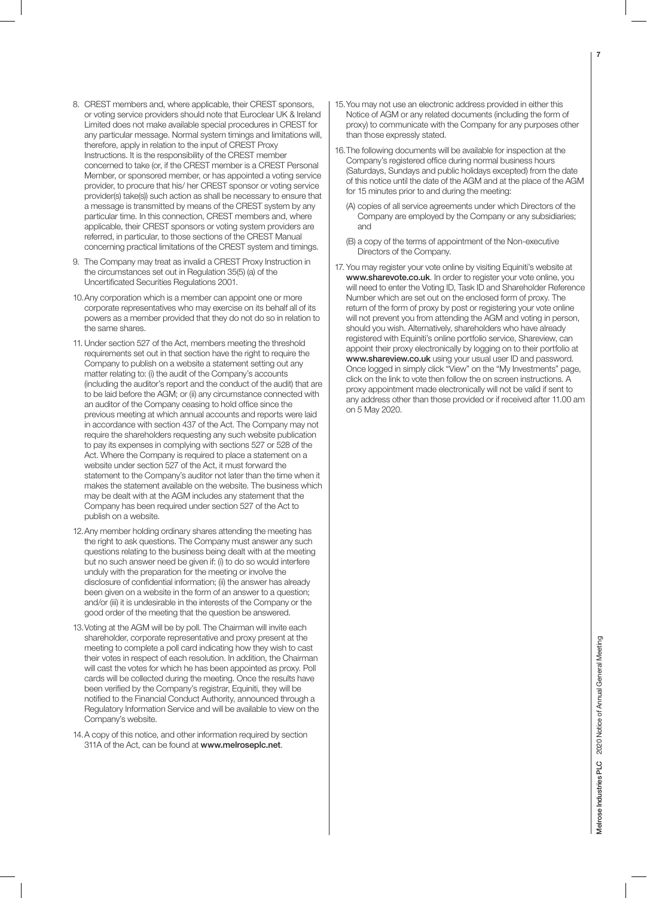8. CREST members and, where applicable, their CREST sponsors, or voting service providers should note that Euroclear UK & Ireland Limited does not make available special procedures in CREST for any particular message. Normal system timings and limitations will, therefore, apply in relation to the input of CREST Proxy Instructions. It is the responsibility of the CREST member concerned to take (or, if the CREST member is a CREST Personal Member, or sponsored member, or has appointed a voting service provider, to procure that his/ her CREST sponsor or voting service provider(s) take(s)) such action as shall be necessary to ensure that a message is transmitted by means of the CREST system by any particular time. In this connection, CREST members and, where applicable, their CREST sponsors or voting system providers are referred, in particular, to those sections of the CREST Manual concerning practical limitations of the CREST system and timings.

9. The Company may treat as invalid a CREST Proxy Instruction in the circumstances set out in Regulation 35(5) (a) of the Uncertificated Securities Regulations 2001.

10. Any corporation which is a member can appoint one or more corporate representatives who may exercise on its behalf all of its powers as a member provided that they do not do so in relation to the same shares.

11. Under section 527 of the Act, members meeting the threshold requirements set out in that section have the right to require the Company to publish on a website a statement setting out any matter relating to: (i) the audit of the Company's accounts (including the auditor's report and the conduct of the audit) that are to be laid before the AGM; or (ii) any circumstance connected with an auditor of the Company ceasing to hold office since the previous meeting at which annual accounts and reports were laid in accordance with section 437 of the Act. The Company may not require the shareholders requesting any such website publication to pay its expenses in complying with sections 527 or 528 of the Act. Where the Company is required to place a statement on a website under section 527 of the Act, it must forward the statement to the Company's auditor not later than the time when it makes the statement available on the website. The business which may be dealt with at the AGM includes any statement that the Company has been required under section 527 of the Act to publish on a website.

12. Any member holding ordinary shares attending the meeting has the right to ask questions. The Company must answer any such questions relating to the business being dealt with at the meeting but no such answer need be given if: (i) to do so would interfere unduly with the preparation for the meeting or involve the disclosure of confidential information; (ii) the answer has already been given on a website in the form of an answer to a question; and/or (iii) it is undesirable in the interests of the Company or the good order of the meeting that the question be answered.

13. Voting at the AGM will be by poll. The Chairman will invite each shareholder, corporate representative and proxy present at the meeting to complete a poll card indicating how they wish to cast their votes in respect of each resolution. In addition, the Chairman will cast the votes for which he has been appointed as proxy. Poll cards will be collected during the meeting. Once the results have been verified by the Company's registrar, Equiniti, they will be notified to the Financial Conduct Authority, announced through a Regulatory Information Service and will be available to view on the Company's website.

14. A copy of this notice, and other information required by section 311A of the Act, can be found at **www.melroseplc.net**.

15. You may not use an electronic address provided in either this Notice of AGM or any related documents (including the form of proxy) to communicate with the Company for any purposes other than those expressly stated.

16. The following documents will be available for inspection at the Company's registered office during normal business hours (Saturdays, Sundays and public holidays excepted) from the date of this notice until the date of the AGM and at the place of the AGM for 15 minutes prior to and during the meeting:

    (A) copies of all service agreements under which Directors of the Company are employed by the Company or any subsidiaries; and

    (B) a copy of the terms of appointment of the Non-executive Directors of the Company.

17. You may register your vote online by visiting Equiniti's website at **www.sharevote.co.uk**. In order to register your vote online, you will need to enter the Voting ID, Task ID and Shareholder Reference Number which are set out on the enclosed form of proxy. The return of the form of proxy by post or registering your vote online will not prevent you from attending the AGM and voting in person, should you wish. Alternatively, shareholders who have already registered with Equiniti's online portfolio service, Shareview, can appoint their proxy electronically by logging on to their portfolio at **www.shareview.co.uk** using your usual user ID and password. Once logged in simply click "View" on the "My Investments" page, click on the link to vote then follow the on screen instructions. A proxy appointment made electronically will not be valid if sent to any address other than those provided or if received after 11.00 am on 5 May 2020.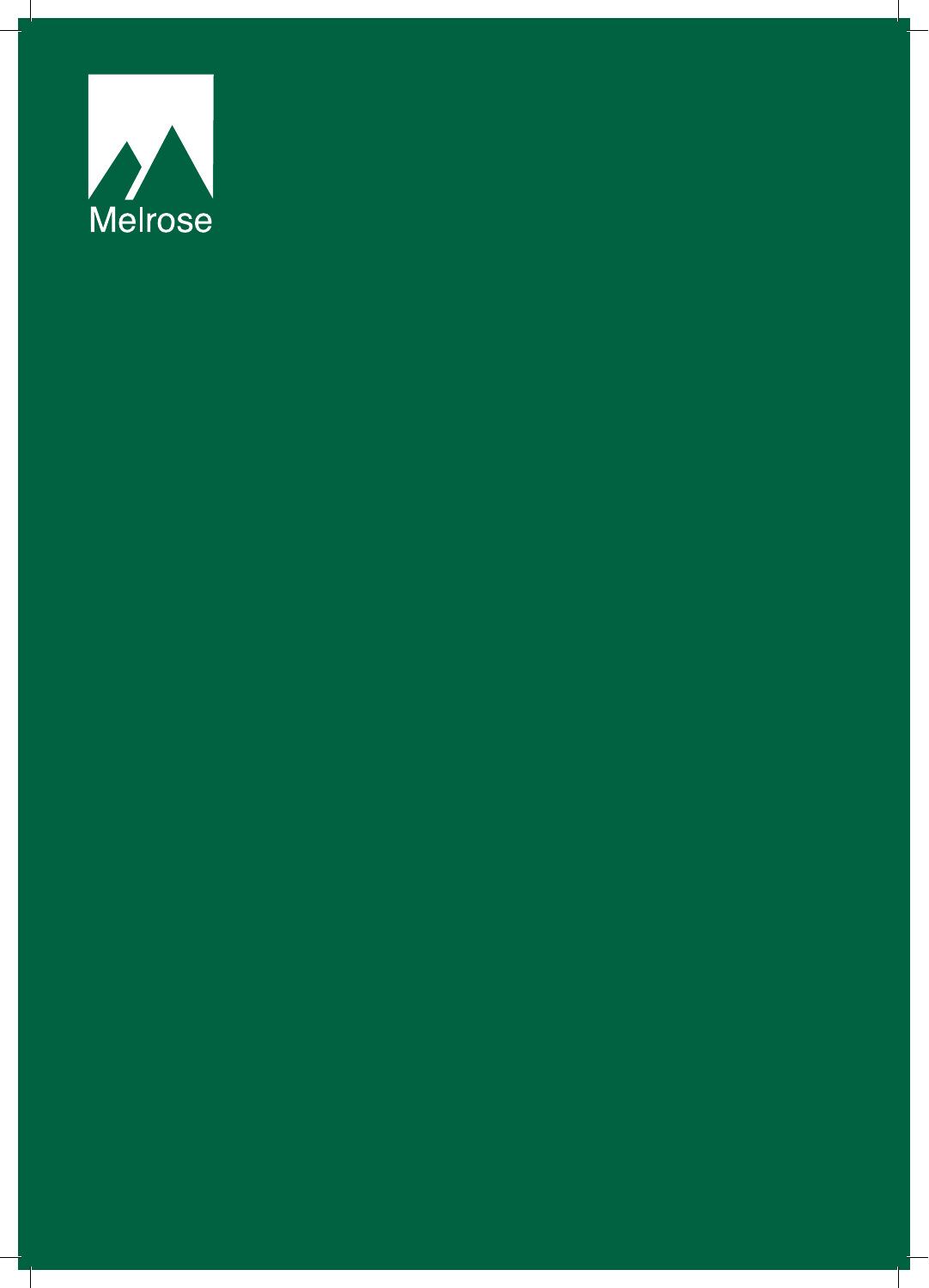Melrose